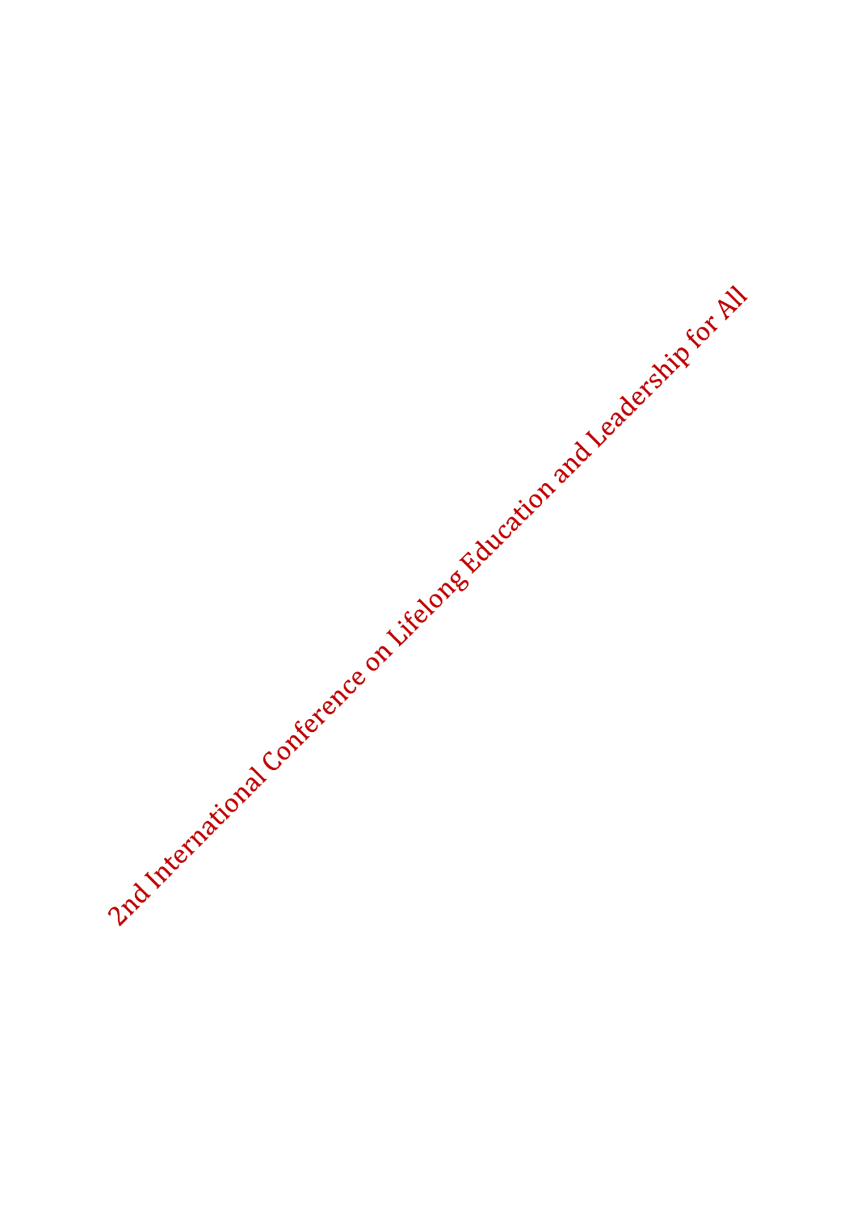2nd International Conference on Lifelong Education and Leadership for All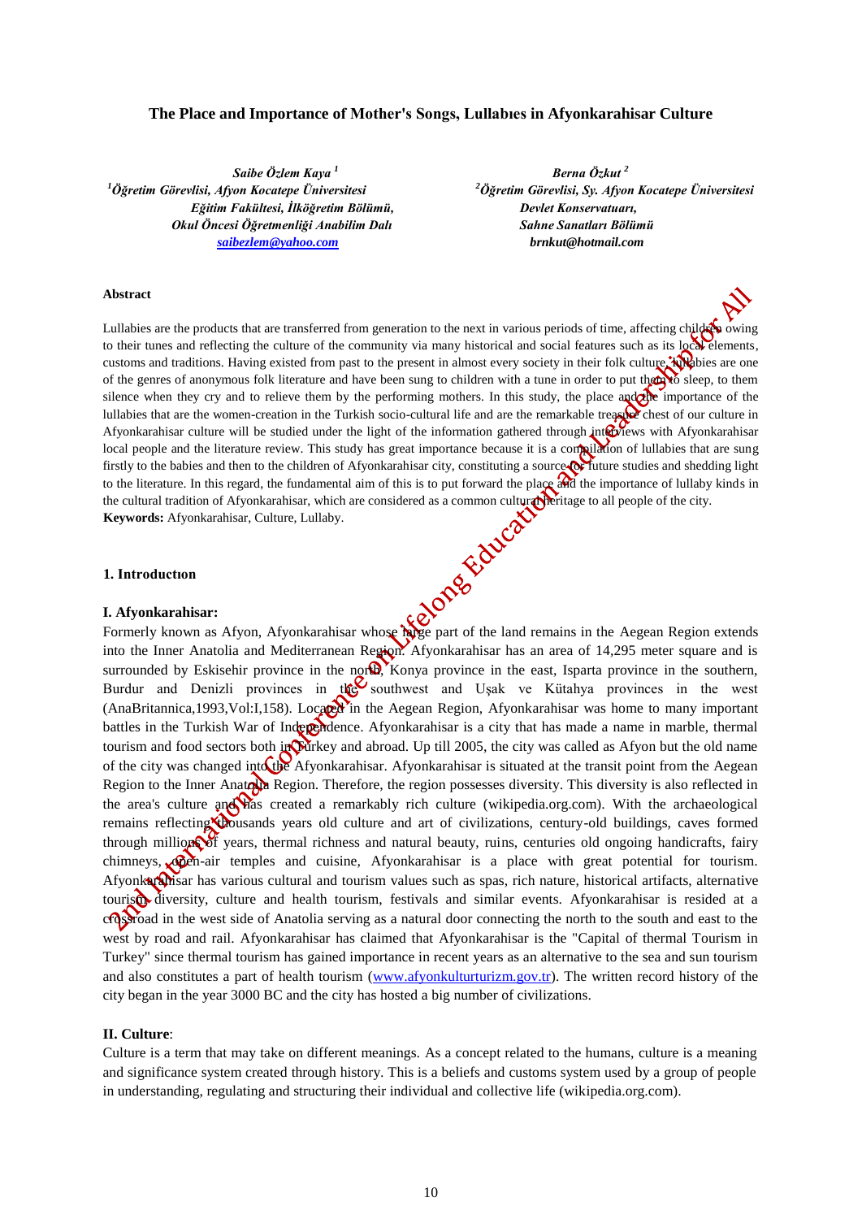# The Place and Importance of Mother's Songs, Lullabıes in Afyonkarahisar Culture

*Saibe Özlem Kaya* [1]
[1]*Öğretim Görevlisi, Afyon Kocatepe Üniversitesi Eğitim Fakültesi, İlköğretim Bölümü, Okul Öncesi Öğretmenliği Anabilim Dalı*
*saibezlem@yahoo.com*

*Berna Özkut* [2]
[2]*Öğretim Görevlisi, Sy. Afyon Kocatepe Üniversitesi Devlet Konservatuarı, Sahne Sanatları Bölümü*
*brnkut@hotmail.com*

### Abstract

Lullabies are the products that are transferred from generation to the next in various periods of time, affecting children owing to their tunes and reflecting the culture of the community via many historical and social features such as its local elements, customs and traditions. Having existed from past to the present in almost every society in their folk culture, lullabies are one of the genres of anonymous folk literature and have been sung to children with a tune in order to put them to sleep, to them silence when they cry and to relieve them by the performing mothers. In this study, the place and the importance of the lullabies that are the women-creation in the Turkish socio-cultural life and are the remarkable treasure chest of our culture in Afyonkarahisar culture will be studied under the light of the information gathered through interviews with Afyonkarahisar local people and the literature review. This study has great importance because it is a compilation of lullabies that are sung firstly to the babies and then to the children of Afyonkarahisar city, constituting a source for future studies and shedding light to the literature. In this regard, the fundamental aim of this is to put forward the place and the importance of lullaby kinds in the cultural tradition of Afyonkarahisar, which are considered as a common cultural heritage to all people of the city.

**Keywords:** Afyonkarahisar, Culture, Lullaby.

## 1. Introductıon

### I. Afyonkarahisar:

Formerly known as Afyon, Afyonkarahisar whose large part of the land remains in the Aegean Region extends into the Inner Anatolia and Mediterranean Region. Afyonkarahisar has an area of 14,295 meter square and is surrounded by Eskisehir province in the north, Konya province in the east, Isparta province in the southern, Burdur and Denizli provinces in the southwest and Uşak ve Kütahya provinces in the west (AnaBritannica,1993,Vol:I,158). Located in the Aegean Region, Afyonkarahisar was home to many important battles in the Turkish War of Independence. Afyonkarahisar is a city that has made a name in marble, thermal tourism and food sectors both in Turkey and abroad. Up till 2005, the city was called as Afyon but the old name of the city was changed into the Afyonkarahisar. Afyonkarahisar is situated at the transit point from the Aegean Region to the Inner Anatolia Region. Therefore, the region possesses diversity. This diversity is also reflected in the area's culture and has created a remarkably rich culture (wikipedia.org.com). With the archaeological remains reflecting thousands years old culture and art of civilizions, century-old buildings, caves formed through millions of years, thermal richness and natural beauty, ruins, centuries old ongoing handicrafts, fairy chimneys, open-air temples and cuisine, Afyonkarahisar is a place with great potential for tourism. Afyonkarahisar has various cultural and tourism values such as spas, rich nature, historical artifacts, alternative tourism diversity, culture and health tourism, festivals and similar events. Afyonkarahisar is resided at a crossroad in the west side of Anatolia serving as a natural door connecting the north to the south and east to the west by road and rail. Afyonkarahisar has claimed that Afyonkarahisar is the "Capital of thermal Tourism in Turkey" since thermal tourism has gained importance in recent years as an alternative to the sea and sun tourism and also constitutes a part of health tourism (www.afyonkulturturizm.gov.tr). The written record history of the city began in the year 3000 BC and the city has hosted a big number of civilizations.

### II. Culture:

Culture is a term that may take on different meanings. As a concept related to the humans, culture is a meaning and significance system created through history. This is a beliefs and customs system used by a group of people in understanding, regulating and structuring their individual and collective life (wikipedia.org.com).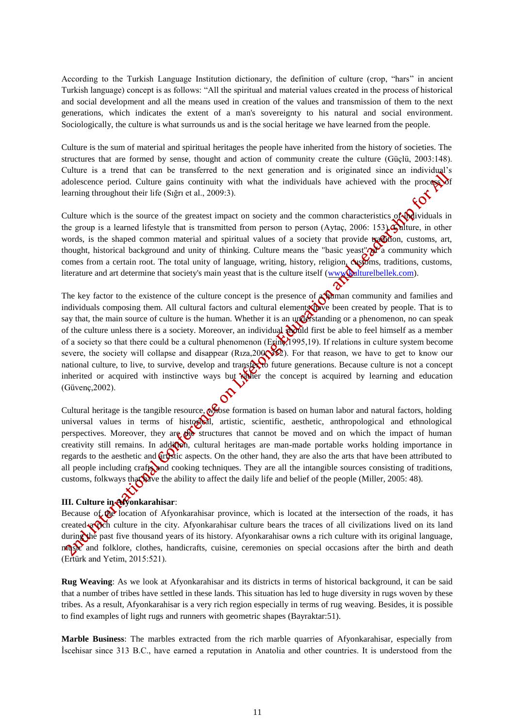According to the Turkish Language Institution dictionary, the definition of culture (crop, "hars" in ancient Turkish language) concept is as follows: "All the spiritual and material values created in the process of historical and social development and all the means used in creation of the values and transmission of them to the next generations, which indicates the extent of a man's sovereignty to his natural and social environment. Sociologically, the culture is what surrounds us and is the social heritage we have learned from the people.

Culture is the sum of material and spiritual heritages the people have inherited from the history of societies. The structures that are formed by sense, thought and action of community create the culture (Güçlü, 2003:148). Culture is a trend that can be transferred to the next generation and is originated since an individual's adolescence period. Culture gains continuity with what the individuals have achieved with the process of learning throughout their life (Sığrı et al., 2009:3).

Culture which is the source of the greatest impact on society and the common characteristics of individuals in the group is a learned lifestyle that is transmitted from person to person (Aytaç, 2006: 153). Culture, in other words, is the shaped common material and spiritual values of a society that provide tradition, customs, art, thought, historical background and unity of thinking. Culture means the "basic yeast" of a community which comes from a certain root. The total unity of language, writing, history, religion, customs, traditions, customs, literature and art determine that society's main yeast that is the culture itself (www.kulturelbellek.com).

The key factor to the existence of the culture concept is the presence of a human community and families and individuals composing them. All cultural factors and cultural elements have been created by people. That is to say that, the main source of culture is the human. Whether it is an understanding or a phenomenon, no can speak of the culture unless there is a society. Moreover, an individual should first be able to feel himself as a member of a society so that there could be a cultural phenomenon (Erinç,1995,19). If relations in culture system become severe, the society will collapse and disappear (Rıza,2000:52). For that reason, we have to get to know our national culture, to live, to survive, develop and transfer to future generations. Because culture is not a concept inherited or acquired with instinctive ways but rather the concept is acquired by learning and education (Güvenç,2002).

Cultural heritage is the tangible resource, whose formation is based on human labor and natural factors, holding universal values in terms of historical, artistic, scientific, aesthetic, anthropological and ethnological perspectives. Moreover, they are the structures that cannot be moved and on which the impact of human creativity still remains. In addition, cultural heritages are man-made portable works holding importance in regards to the aesthetic and artistic aspects. On the other hand, they are also the arts that have been attributed to all people including crafts and cooking techniques. They are all the intangible sources consisting of traditions, customs, folkways that have the ability to affect the daily life and belief of the people (Miller, 2005: 48).

### III. Culture in Afyonkarahisar:

Because of the location of Afyonkarahisar province, which is located at the intersection of the roads, it has created a rich culture in the city. Afyonkarahisar culture bears the traces of all civilizations lived on its land during the past five thousand years of its history. Afyonkarahisar owns a rich culture with its original language, music and folklore, clothes, handicrafts, cuisine, ceremonies on special occasions after the birth and death (Ertürk and Yetim, 2015:521).

**Rug Weaving**: As we look at Afyonkarahisar and its districts in terms of historical background, it can be said that a number of tribes have settled in these lands. This situation has led to huge diversity in rugs woven by these tribes. As a result, Afyonkarahisar is a very rich region especially in terms of rug weaving. Besides, it is possible to find examples of light rugs and runners with geometric shapes (Bayraktar:51).

**Marble Business**: The marbles extracted from the rich marble quarries of Afyonkarahisar, especially from İscehisar since 313 B.C., have earned a reputation in Anatolia and other countries. It is understood from the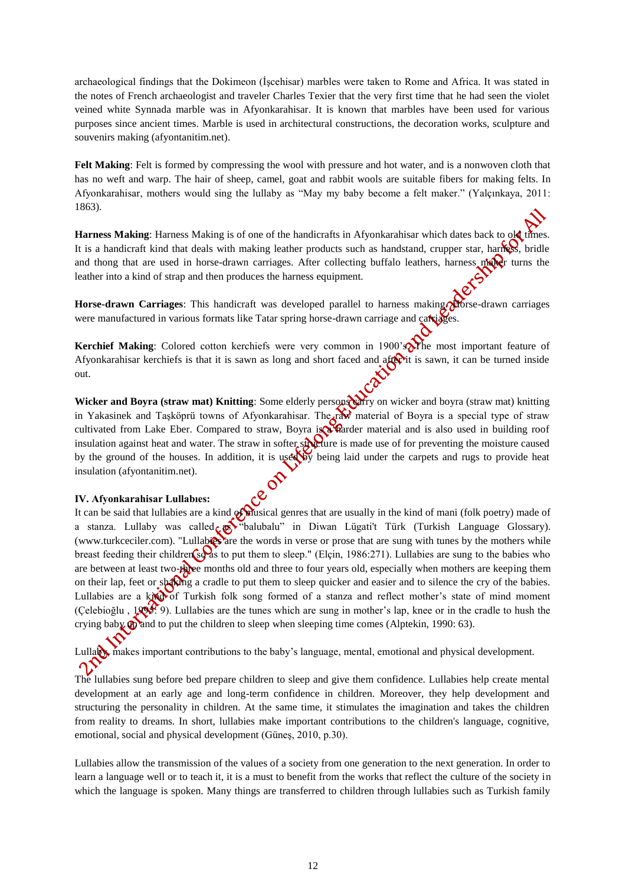archaeological findings that the Dokimeon (İşcehisar) marbles were taken to Rome and Africa. It was stated in the notes of French archaeologist and traveler Charles Texier that the very first time that he had seen the violet veined white Synnada marble was in Afyonkarahisar. It is known that marbles have been used for various purposes since ancient times. Marble is used in architectural constructions, the decoration works, sculpture and souvenirs making (afyontanitim.net).

**Felt Making**: Felt is formed by compressing the wool with pressure and hot water, and is a nonwoven cloth that has no weft and warp. The hair of sheep, camel, goat and rabbit wools are suitable fibers for making felts. In Afyonkarahisar, mothers would sing the lullaby as "May my baby become a felt maker." (Yalçınkaya, 2011: 1863).

**Harness Making**: Harness Making is of one of the handicrafts in Afyonkarahisar which dates back to old times. It is a handicraft kind that deals with making leather products such as handstand, crupper star, harness, bridle and thong that are used in horse-drawn carriages. After collecting buffalo leathers, harness maker turns the leather into a kind of strap and then produces the harness equipment.

**Horse-drawn Carriages**: This handicraft was developed parallel to harness making. Horse-drawn carriages were manufactured in various formats like Tatar spring horse-drawn carriage and carriages.

**Kerchief Making**: Colored cotton kerchiefs were very common in 1900's. The most important feature of Afyonkarahisar kerchiefs is that it is sawn as long and short faced and after it is sawn, it can be turned inside out.

**Wicker and Boyra (straw mat) Knitting**: Some elderly persons carry on wicker and boyra (straw mat) knitting in Yakasinek and Taşköprü towns of Afyonkarahisar. The raw material of Boyra is a special type of straw cultivated from Lake Eber. Compared to straw, Boyra is a harder material and is also used in building roof insulation against heat and water. The straw in softer structure is made use of for preventing the moisture caused by the ground of the houses. In addition, it is used by being laid under the carpets and rugs to provide heat insulation (afyontanitim.net).

**IV. Afyonkarahisar Lullabıes:**

It can be said that lullabies are a kind of musical genres that are usually in the kind of mani (folk poetry) made of a stanza. Lullaby was called as "balubalu" in Diwan Lügati't Türk (Turkish Language Glossary). (www.turkceciler.com). "Lullabies are the words in verse or prose that are sung with tunes by the mothers while breast feeding their children so as to put them to sleep." (Elçin, 1986:271). Lullabies are sung to the babies who are between at least two-three months old and three to four years old, especially when mothers are keeping them on their lap, feet or shaking a cradle to put them to sleep quicker and easier and to silence the cry of the babies. Lullabies are a kind of Turkish folk song formed of a stanza and reflect mother's state of mind moment (Çelebioğlu , 1995: 9). Lullabies are the tunes which are sung in mother's lap, knee or in the cradle to hush the crying baby up and to put the children to sleep when sleeping time comes (Alptekin, 1990: 63).

Lullaby makes important contributions to the baby's language, mental, emotional and physical development.

The lullabies sung before bed prepare children to sleep and give them confidence. Lullabies help create mental development at an early age and long-term confidence in children. Moreover, they help development and structuring the personality in children. At the same time, it stimulates the imagination and takes the children from reality to dreams. In short, lullabies make important contributions to the children's language, cognitive, emotional, social and physical development (Güneş, 2010, p.30).

Lullabies allow the transmission of the values of a society from one generation to the next generation. In order to learn a language well or to teach it, it is a must to benefit from the works that reflect the culture of the society in which the language is spoken. Many things are transferred to children through lullabies such as Turkish family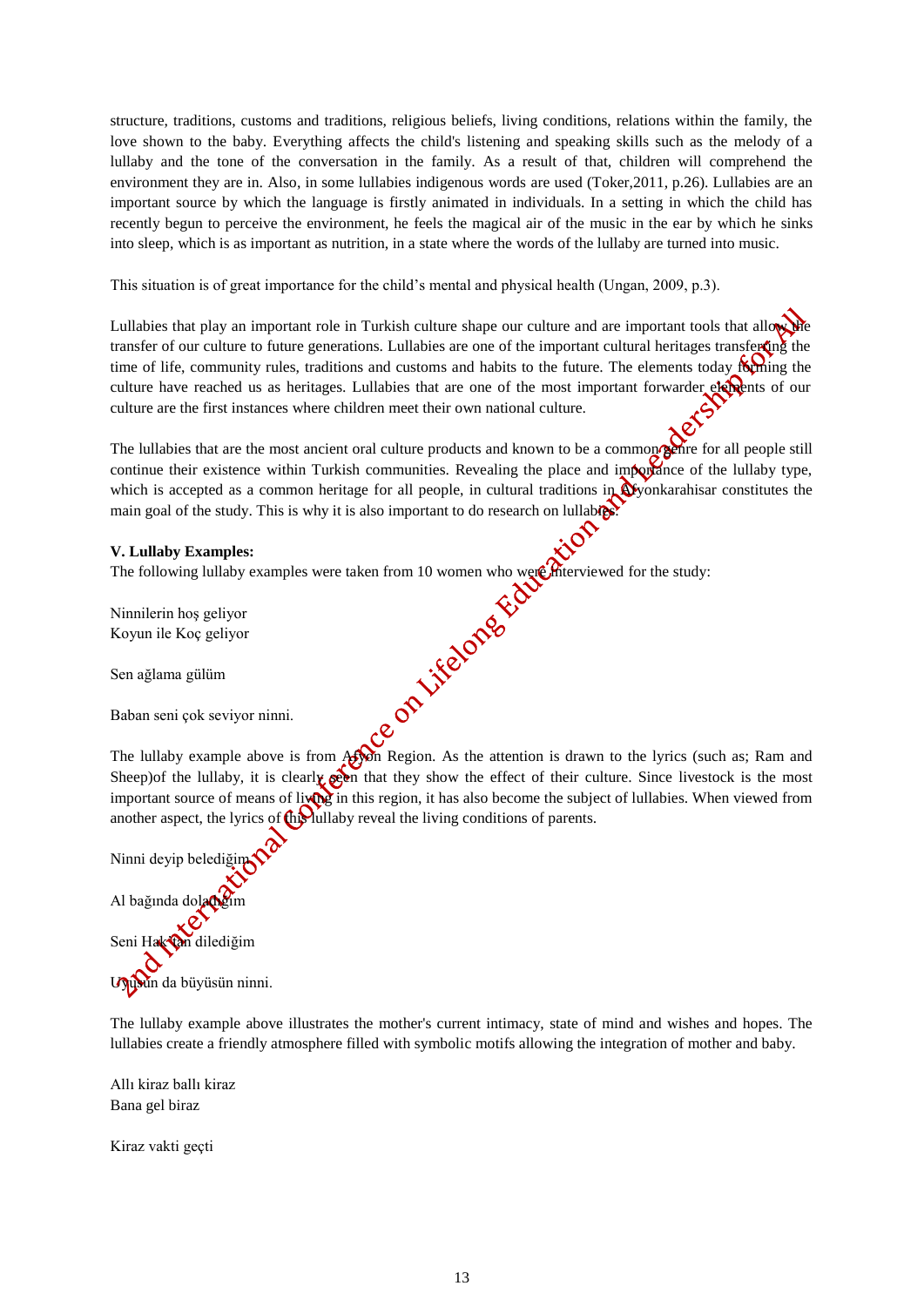structure, traditions, customs and traditions, religious beliefs, living conditions, relations within the family, the love shown to the baby. Everything affects the child's listening and speaking skills such as the melody of a lullaby and the tone of the conversation in the family. As a result of that, children will comprehend the environment they are in. Also, in some lullabies indigenous words are used (Toker,2011, p.26). Lullabies are an important source by which the language is firstly animated in individuals. In a setting in which the child has recently begun to perceive the environment, he feels the magical air of the music in the ear by which he sinks into sleep, which is as important as nutrition, in a state where the words of the lullaby are turned into music.

This situation is of great importance for the child's mental and physical health (Ungan, 2009, p.3).

Lullabies that play an important role in Turkish culture shape our culture and are important tools that allow the transfer of our culture to future generations. Lullabies are one of the important cultural heritages transferring the time of life, community rules, traditions and customs and habits to the future. The elements today forming the culture have reached us as heritages. Lullabies that are one of the most important forwarder elements of our culture are the first instances where children meet their own national culture.

The lullabies that are the most ancient oral culture products and known to be a common genre for all people still continue their existence within Turkish communities. Revealing the place and importance of the lullaby type, which is accepted as a common heritage for all people, in cultural traditions in Afyonkarahisar constitutes the main goal of the study. This is why it is also important to do research on lullabies.

**V. Lullaby Examples:**

The following lullaby examples were taken from 10 women who were interviewed for the study:

Ninnilerin hoş geliyor
Koyun ile Koç geliyor

Sen ağlama gülüm

Baban seni çok seviyor ninni.

The lullaby example above is from Afyon Region. As the attention is drawn to the lyrics (such as; Ram and Sheep)of the lullaby, it is clearly seen that they show the effect of their culture. Since livestock is the most important source of means of living in this region, it has also become the subject of lullabies. When viewed from another aspect, the lyrics of this lullaby reveal the living conditions of parents.

Ninni deyip belediğim

Al bağında dolandığım

Seni Hak'tan dilediğim

Uyusun da büyüsün ninni.

The lullaby example above illustrates the mother's current intimacy, state of mind and wishes and hopes. The lullabies create a friendly atmosphere filled with symbolic motifs allowing the integration of mother and baby.

Allı kiraz ballı kiraz
Bana gel biraz

Kiraz vakti geçti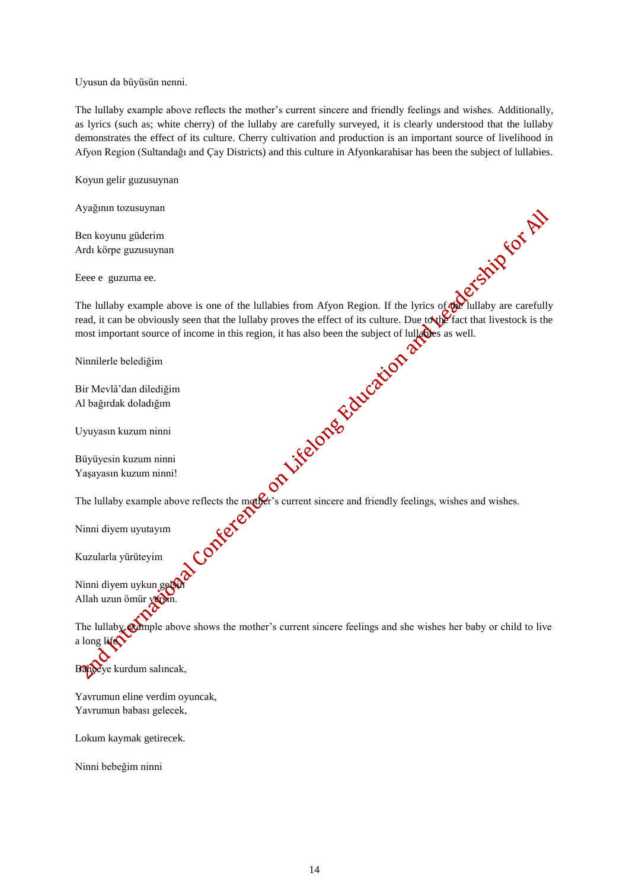Uyusun da büyüsün nenni.

The lullaby example above reflects the mother's current sincere and friendly feelings and wishes. Additionally, as lyrics (such as; white cherry) of the lullaby are carefully surveyed, it is clearly understood that the lullaby demonstrates the effect of its culture. Cherry cultivation and production is an important source of livelihood in Afyon Region (Sultandağı and Çay Districts) and this culture in Afyonkarahisar has been the subject of lullabies.

Koyun gelir guzusuynan

Ayağının tozusuynan

Ben koyunu güderim
Ardı körpe guzusuynan

Eeee e guzuma ee.

The lullaby example above is one of the lullabies from Afyon Region. If the lyrics of the lullaby are carefully read, it can be obviously seen that the lullaby proves the effect of its culture. Due to the fact that livestock is the most important source of income in this region, it has also been the subject of lullabies as well.

Ninnilerle belediğim

Bir Mevlâ'dan dilediğim
Al bağırdak doladığım

Uyuyasın kuzum ninni

Büyüyesin kuzum ninni
Yaşayasın kuzum ninni!

The lullaby example above reflects the mother's current sincere and friendly feelings, wishes and wishes.

Ninni diyem uyutayım

Kuzularla yürüteyim

Ninni diyem uykun gelsin
Allah uzun ömür versin.

The lullaby example above shows the mother's current sincere feelings and she wishes her baby or child to live a long life.

Bahçeye kurdum salıncak,

Yavrumun eline verdim oyuncak,
Yavrumun babası gelecek,

Lokum kaymak getirecek.

Ninni bebeğim ninni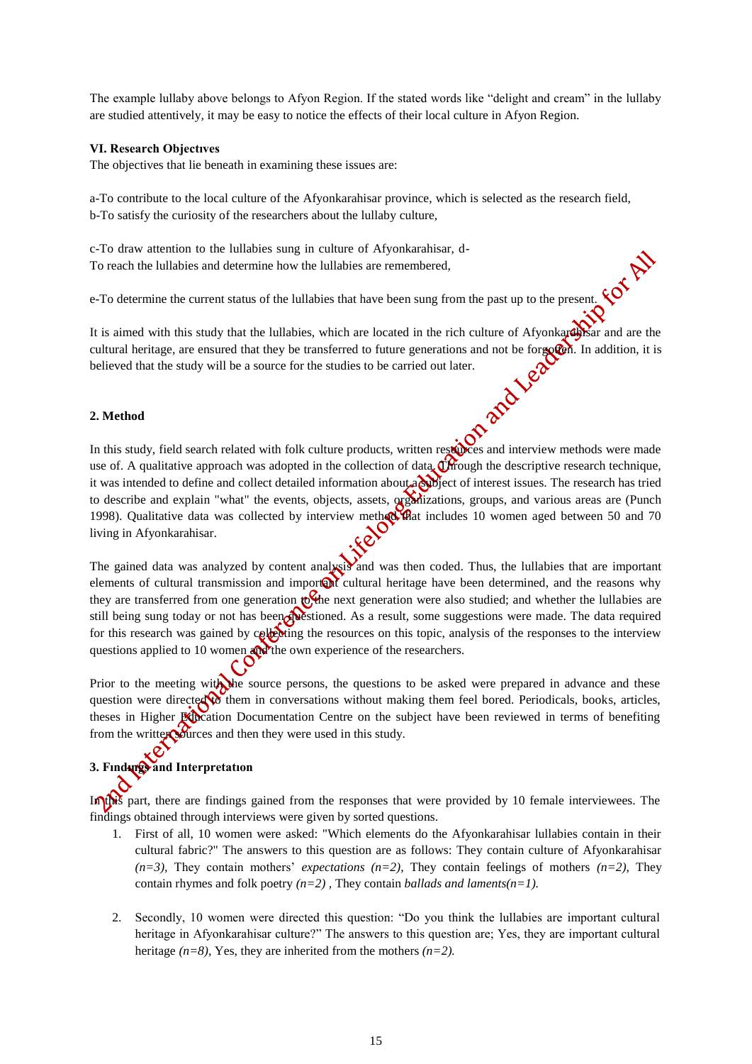The example lullaby above belongs to Afyon Region. If the stated words like "delight and cream" in the lullaby are studied attentively, it may be easy to notice the effects of their local culture in Afyon Region.

**VI. Research Objectıves**

The objectives that lie beneath in examining these issues are:

a-To contribute to the local culture of the Afyonkarahisar province, which is selected as the research field,
b-To satisfy the curiosity of the researchers about the lullaby culture,

c-To draw attention to the lullabies sung in culture of Afyonkarahisar, d-
To reach the lullabies and determine how the lullabies are remembered,

e-To determine the current status of the lullabies that have been sung from the past up to the present.

It is aimed with this study that the lullabies, which are located in the rich culture of Afyonkarahisar and are the cultural heritage, are ensured that they be transferred to future generations and not be forgotten. In addition, it is believed that the study will be a source for the studies to be carried out later.

## 2. Method

In this study, field search related with folk culture products, written resources and interview methods were made use of. A qualitative approach was adopted in the collection of data. Through the descriptive research technique, it was intended to define and collect detailed information about a subject of interest issues. The research has tried to describe and explain "what" the events, objects, assets, organizations, groups, and various areas are (Punch 1998). Qualitative data was collected by interview method that includes 10 women aged between 50 and 70 living in Afyonkarahisar.

The gained data was analyzed by content analysis and was then coded. Thus, the lullabies that are important elements of cultural transmission and important cultural heritage have been determined, and the reasons why they are transferred from one generation to the next generation were also studied; and whether the lullabies are still being sung today or not has been questioned. As a result, some suggestions were made. The data required for this research was gained by collecting the resources on this topic, analysis of the responses to the interview questions applied to 10 women and the own experience of the researchers.

Prior to the meeting with the source persons, the questions to be asked were prepared in advance and these question were directed to them in conversations without making them feel bored. Periodicals, books, articles, theses in Higher Education Documentation Centre on the subject have been reviewed in terms of benefiting from the written sources and then they were used in this study.

## 3. Fındıngs and Interpretatıon

In this part, there are findings gained from the responses that were provided by 10 female interviewees. The findings obtained through interviews were given by sorted questions.

1. First of all, 10 women were asked: "Which elements do the Afyonkarahisar lullabies contain in their cultural fabric?" The answers to this question are as follows: They contain culture of Afyonkarahisar *(n=3)*, They contain mothers' *expectations (n=2)*, They contain feelings of mothers *(n=2)*, They contain rhymes and folk poetry *(n=2)* , They contain *ballads and laments(n=1).*

2. Secondly, 10 women were directed this question: "Do you think the lullabies are important cultural heritage in Afyonkarahisar culture?" The answers to this question are; Yes, they are important cultural heritage *(n=8)*, Yes, they are inherited from the mothers *(n=2).*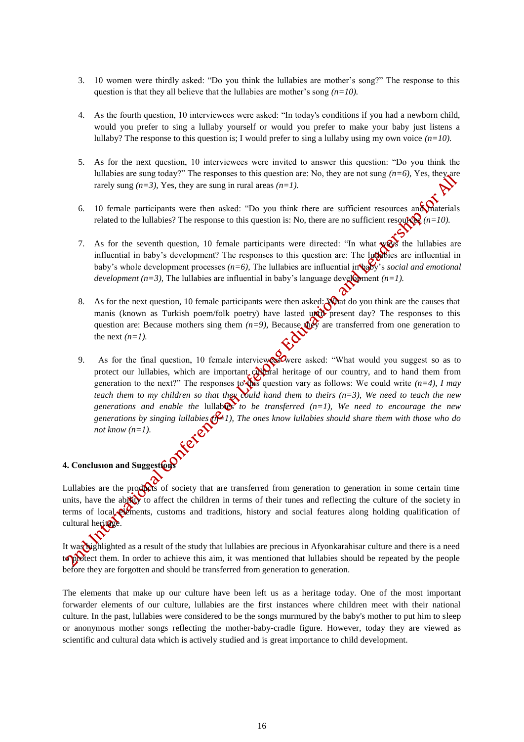3. 10 women were thirdly asked: "Do you think the lullabies are mother's song?" The response to this question is that they all believe that the lullabies are mother's song *(n=10).*

4. As the fourth question, 10 interviewees were asked: "In today's conditions if you had a newborn child, would you prefer to sing a lullaby yourself or would you prefer to make your baby just listens a lullaby? The response to this question is; I would prefer to sing a lullaby using my own voice *(n=10).*

5. As for the next question, 10 interviewees were invited to answer this question: "Do you think the lullabies are sung today?" The responses to this question are: No, they are not sung *(n=6),* Yes, they are rarely sung *(n=3),* Yes, they are sung in rural areas *(n=1).*

6. 10 female participants were then asked: "Do you think there are sufficient resources and materials related to the lullabies? The response to this question is: No, there are no sufficient resources *(n=10).*

7. As for the seventh question, 10 female participants were directed: "In what ways the lullabies are influential in baby's development? The responses to this question are: The lullabies are influential in baby's whole development processes *(n=6),* The lullabies are influential in baby's *social and emotional development (n=3),* The lullabies are influential in baby's language development *(n=1).*

8. As for the next question, 10 female participants were then asked: What do you think are the causes that manis (known as Turkish poem/folk poetry) have lasted until present day? The responses to this question are: Because mothers sing them *(n=9),* Because they are transferred from one generation to the next *(n=1).*

9. As for the final question, 10 female interviewees were asked: "What would you suggest so as to protect our lullabies, which are important cultural heritage of our country, and to hand them from generation to the next?" The responses to this question vary as follows: We could write *(n=4), I may teach them to my children so that they could hand them to theirs (n=3), We need to teach the new generations and enable the* lullabies *to be transferred (n=1), We need to encourage the new generations by singing lullabies (n=1), The ones know lullabies should share them with those who do not know (n=1).*

## 4. Conclusıon and Suggestions

Lullabies are the products of society that are transferred from generation to generation in some certain time units, have the ability to affect the children in terms of their tunes and reflecting the culture of the society in terms of local elements, customs and traditions, history and social features along holding qualification of cultural heritage.

It was highlighted as a result of the study that lullabies are precious in Afyonkarahisar culture and there is a need to protect them. In order to achieve this aim, it was mentioned that lullabies should be repeated by the people before they are forgotten and should be transferred from generation to generation.

The elements that make up our culture have been left us as a heritage today. One of the most important forwarder elements of our culture, lullabies are the first instances where children meet with their national culture. In the past, lullabies were considered to be the songs murmured by the baby's mother to put him to sleep or anonymous mother songs reflecting the mother-baby-cradle figure. However, today they are viewed as scientific and cultural data which is actively studied and is great importance to child development.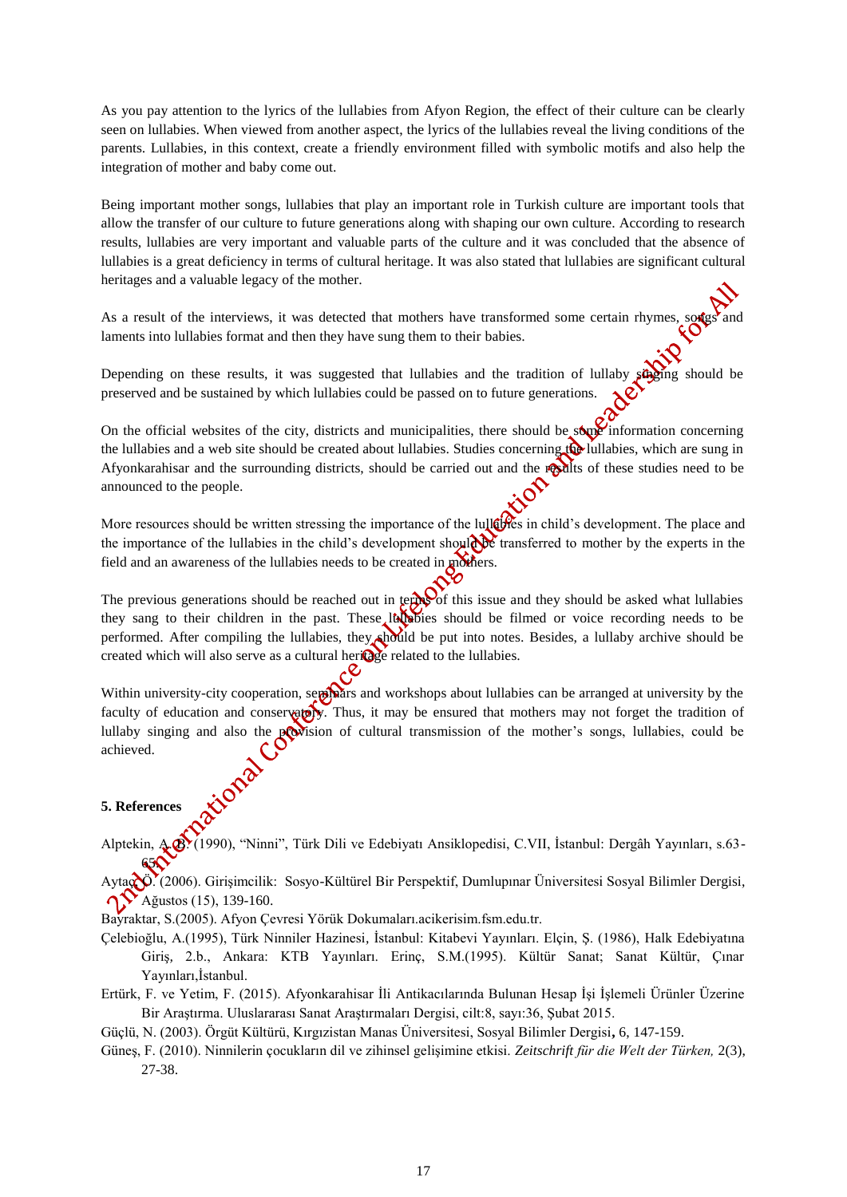As you pay attention to the lyrics of the lullabies from Afyon Region, the effect of their culture can be clearly seen on lullabies. When viewed from another aspect, the lyrics of the lullabies reveal the living conditions of the parents. Lullabies, in this context, create a friendly environment filled with symbolic motifs and also help the integration of mother and baby come out.

Being important mother songs, lullabies that play an important role in Turkish culture are important tools that allow the transfer of our culture to future generations along with shaping our own culture. According to research results, lullabies are very important and valuable parts of the culture and it was concluded that the absence of lullabies is a great deficiency in terms of cultural heritage. It was also stated that lullabies are significant cultural heritages and a valuable legacy of the mother.

As a result of the interviews, it was detected that mothers have transformed some certain rhymes, songs and laments into lullabies format and then they have sung them to their babies.

Depending on these results, it was suggested that lullabies and the tradition of lullaby singing should be preserved and be sustained by which lullabies could be passed on to future generations.

On the official websites of the city, districts and municipalities, there should be some information concerning the lullabies and a web site should be created about lullabies. Studies concerning the lullabies, which are sung in Afyonkarahisar and the surrounding districts, should be carried out and the results of these studies need to be announced to the people.

More resources should be written stressing the importance of the lullabies in child's development. The place and the importance of the lullabies in the child's development should be transferred to mother by the experts in the field and an awareness of the lullabies needs to be created in mothers.

The previous generations should be reached out in terms of this issue and they should be asked what lullabies they sang to their children in the past. These lullabies should be filmed or voice recording needs to be performed. After compiling the lullabies, they should be put into notes. Besides, a lullaby archive should be created which will also serve as a cultural heritage related to the lullabies.

Within university-city cooperation, seminars and workshops about lullabies can be arranged at university by the faculty of education and conservatory. Thus, it may be ensured that mothers may not forget the tradition of lullaby singing and also the provision of cultural transmission of the mother's songs, lullabies, could be achieved.

## 5. References

Alptekin, A. B. (1990), "Ninni", Türk Dili ve Edebiyatı Ansiklopedisi, C.VII, İstanbul: Dergâh Yayınları, s.63-65.

Aytaç, Ö. (2006). Girişimcilik: Sosyo-Kültürel Bir Perspektif, Dumlupınar Üniversitesi Sosyal Bilimler Dergisi, Ağustos (15), 139-160.

Bayraktar, S.(2005). Afyon Çevresi Yörük Dokumaları.acikerisim.fsm.edu.tr.

Çelebioğlu, A.(1995), Türk Ninniler Hazinesi, İstanbul: Kitabevi Yayınları. Elçin, Ş. (1986), Halk Edebiyatına Giriş, 2.b., Ankara: KTB Yayınları. Erinç, S.M.(1995). Kültür Sanat; Sanat Kültür, Çınar Yayınları,İstanbul.

Ertürk, F. ve Yetim, F. (2015). Afyonkarahisar İli Antikacılarında Bulunan Hesap İşi İşlemeli Ürünler Üzerine Bir Araştırma. Uluslararası Sanat Araştırmaları Dergisi, cilt:8, sayı:36, Şubat 2015.

Güçlü, N. (2003). Örgüt Kültürü, Kırgızistan Manas Üniversitesi, Sosyal Bilimler Dergisi, 6, 147-159.

Güneş, F. (2010). Ninnilerin çocukların dil ve zihinsel gelişimine etkisi. *Zeitschrift für die Welt der Türken,* 2(3), 27-38.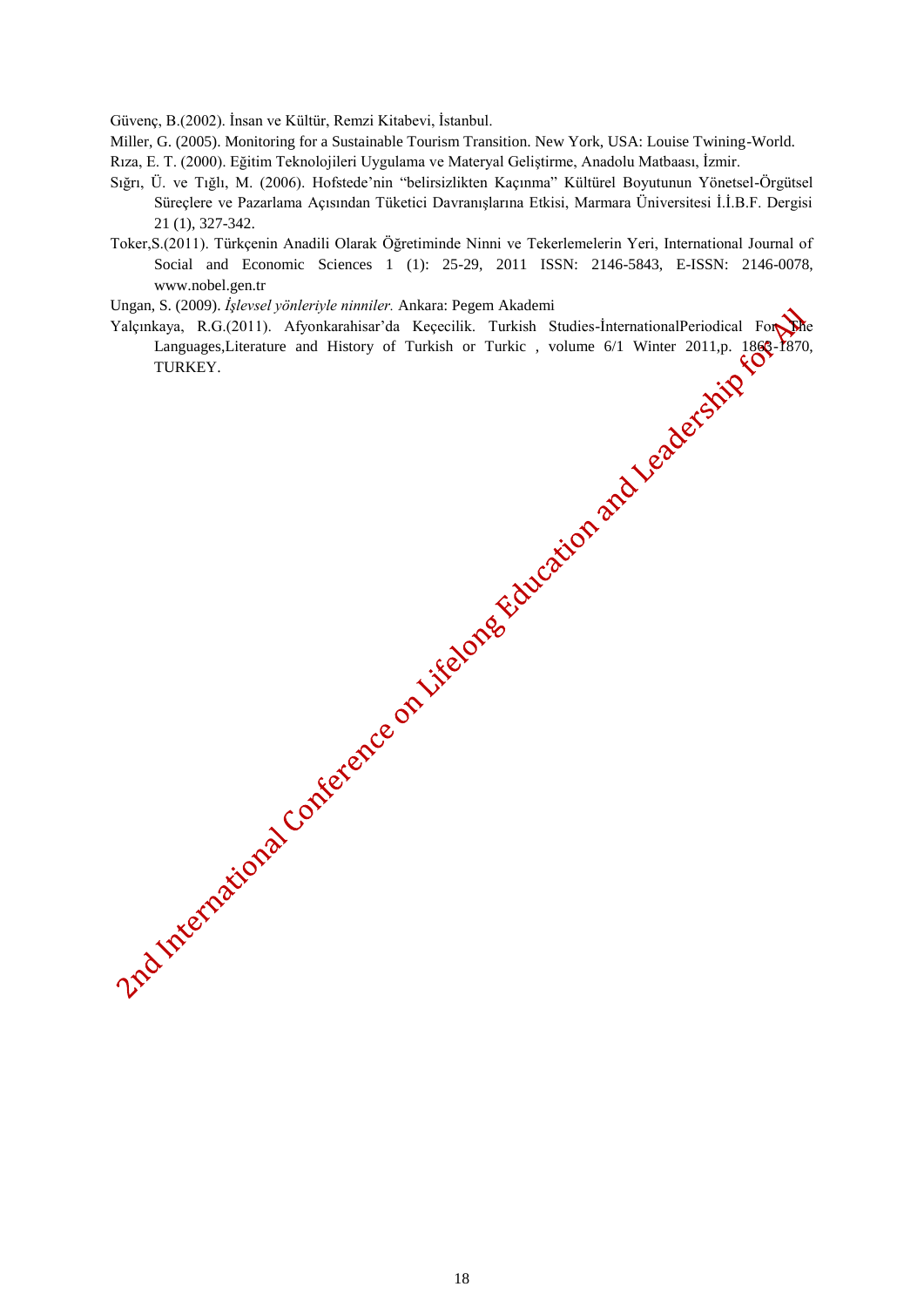Güvenç, B.(2002). İnsan ve Kültür, Remzi Kitabevi, İstanbul.

Miller, G. (2005). Monitoring for a Sustainable Tourism Transition. New York, USA: Louise Twining-World.

Rıza, E. T. (2000). Eğitim Teknolojileri Uygulama ve Materyal Geliştirme, Anadolu Matbaası, İzmir.

Sığrı, Ü. ve Tığlı, M. (2006). Hofstede'nin "belirsizlikten Kaçınma" Kültürel Boyutunun Yönetsel-Örgütsel Süreçlere ve Pazarlama Açısından Tüketici Davranışlarına Etkisi, Marmara Üniversitesi İ.İ.B.F. Dergisi 21 (1), 327-342.

Toker,S.(2011). Türkçenin Anadili Olarak Öğretiminde Ninni ve Tekerlemelerin Yeri, International Journal of Social and Economic Sciences 1 (1): 25-29, 2011 ISSN: 2146-5843, E-ISSN: 2146-0078, www.nobel.gen.tr

Ungan, S. (2009). *İşlevsel yönleriyle ninniler.* Ankara: Pegem Akademi

Yalçınkaya, R.G.(2011). Afyonkarahisar'da Keçecilik. Turkish Studies-İnternationalPeriodical For The Languages,Literature and History of Turkish or Turkic , volume 6/1 Winter 2011,p. 1863-1870, TURKEY.